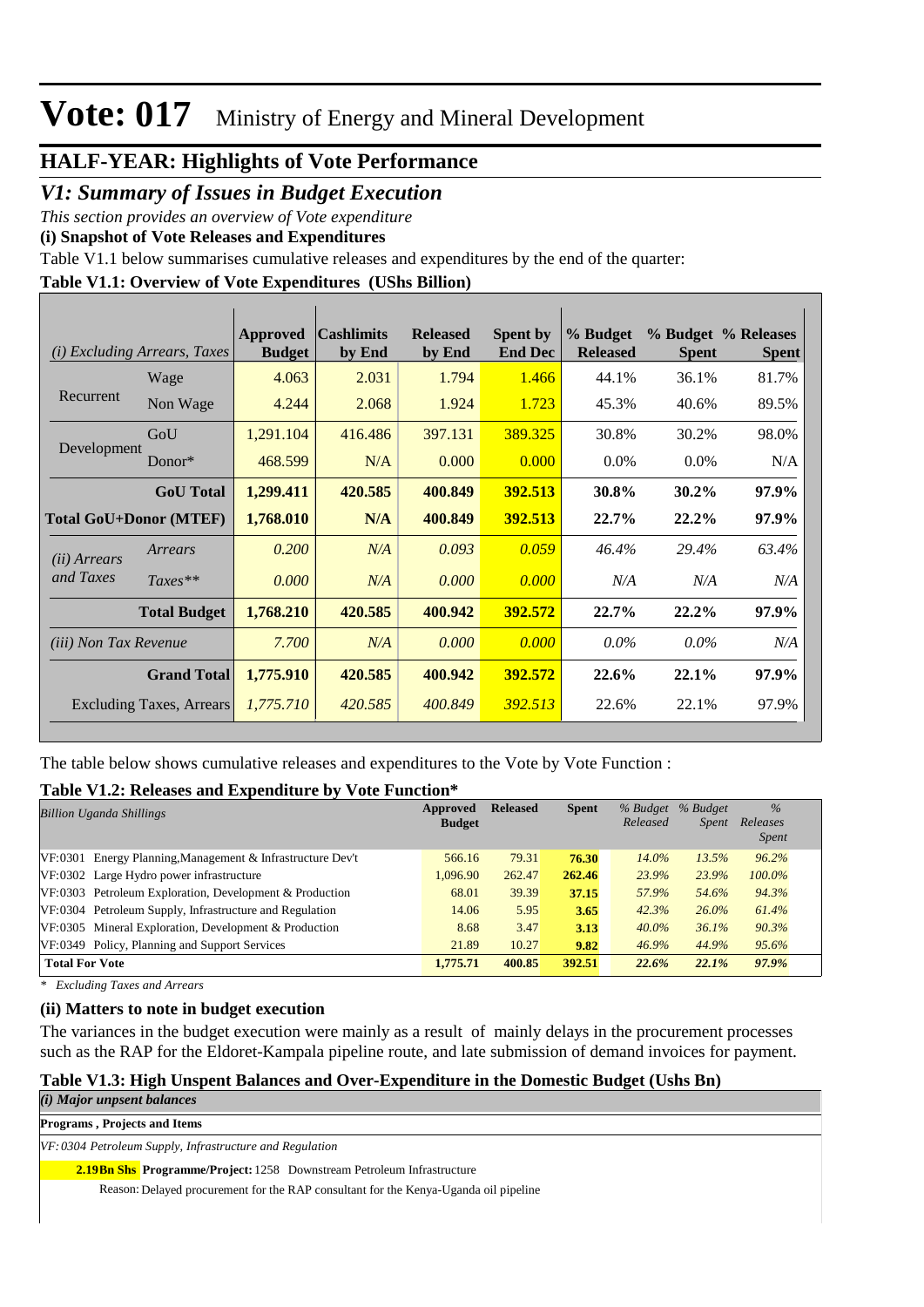# Vote: 017 Ministry of Energy and Mineral Development

## HALF-YEAR: Highlights of Vote Performance

## *V1: Summary of Issues in Budget Execution*

*This section provides an overview of Vote expenditure*

**(i) Snapshot of Vote Releases and Expenditures**

Table V1.1 below summarises cumulative releases and expenditures by the end of the quarter:

**Table V1.1: Overview of Vote Expenditures (UShs Billion)**

| *(i) Excluding Arrears, Taxes* | | Approved Budget | Cashlimits by End | Released by End | Spent by End Dec | % Budget Released | % Budget Spent | % Releases Spent |
|---|---|---|---|---|---|---|---|---|
| Recurrent | Wage | 4.063 | 2.031 | 1.794 | 1.466 | 44.1% | 36.1% | 81.7% |
| | Non Wage | 4.244 | 2.068 | 1.924 | 1.723 | 45.3% | 40.6% | 89.5% |
| Development | GoU | 1,291.104 | 416.486 | 397.131 | 389.325 | 30.8% | 30.2% | 98.0% |
| | Donor* | 468.599 | N/A | 0.000 | 0.000 | 0.0% | 0.0% | N/A |
| | **GoU Total** | **1,299.411** | **420.585** | **400.849** | **392.513** | **30.8%** | **30.2%** | **97.9%** |
| **Total GoU+Donor (MTEF)** | | **1,768.010** | **N/A** | **400.849** | **392.513** | **22.7%** | **22.2%** | **97.9%** |
| *(ii) Arrears and Taxes* | *Arrears* | *0.200* | *N/A* | *0.093* | *0.059* | *46.4%* | *29.4%* | *63.4%* |
| | *Taxes*** | *0.000* | *N/A* | *0.000* | *0.000* | *N/A* | *N/A* | *N/A* |
| | **Total Budget** | **1,768.210** | **420.585** | **400.942** | **392.572** | **22.7%** | **22.2%** | **97.9%** |
| *(iii) Non Tax Revenue* | | *7.700* | *N/A* | *0.000* | *0.000* | *0.0%* | *0.0%* | *N/A* |
| | **Grand Total** | **1,775.910** | **420.585** | **400.942** | **392.572** | **22.6%** | **22.1%** | **97.9%** |
| | Excluding Taxes, Arrears | *1,775.710* | *420.585* | *400.849* | *392.513* | 22.6% | 22.1% | 97.9% |

The table below shows cumulative releases and expenditures to the Vote by Vote Function :

**Table V1.2: Releases and Expenditure by Vote Function***

| *Billion Uganda Shillings* | Approved Budget | Released | Spent | *% Budget Released* | *% Budget Spent* | *% Releases Spent* |
|---|---|---|---|---|---|---|
| VF:0301 Energy Planning,Management & Infrastructure Dev't | 566.16 | 79.31 | **76.30** | *14.0%* | *13.5%* | *96.2%* |
| VF:0302 Large Hydro power infrastructure | 1,096.90 | 262.47 | **262.46** | *23.9%* | *23.9%* | *100.0%* |
| VF:0303 Petroleum Exploration, Development & Production | 68.01 | 39.39 | **37.15** | *57.9%* | *54.6%* | *94.3%* |
| VF:0304 Petroleum Supply, Infrastructure and Regulation | 14.06 | 5.95 | **3.65** | *42.3%* | *26.0%* | *61.4%* |
| VF:0305 Mineral Exploration, Development & Production | 8.68 | 3.47 | **3.13** | *40.0%* | *36.1%* | *90.3%* |
| VF:0349 Policy, Planning and Support Services | 21.89 | 10.27 | **9.82** | *46.9%* | *44.9%* | *95.6%* |
| **Total For Vote** | **1,775.71** | **400.85** | **392.51** | ***22.6%*** | ***22.1%*** | ***97.9%*** |

*\* Excluding Taxes and Arrears*

**(ii) Matters to note in budget execution**

The variances in the budget execution were mainly as a result of mainly delays in the procurement processes such as the RAP for the Eldoret-Kampala pipeline route, and late submission of demand invoices for payment.

**Table V1.3: High Unspent Balances and Over-Expenditure in the Domestic Budget (Ushs Bn)**

***(i) Major unpsent balances***

**Programs , Projects and Items**

*VF: 0304 Petroleum Supply, Infrastructure and Regulation*

**2.19Bn Shs** **Programme/Project:** 1258 Downstream Petroleum Infrastructure

Reason: Delayed procurement for the RAP consultant for the Kenya-Uganda oil pipeline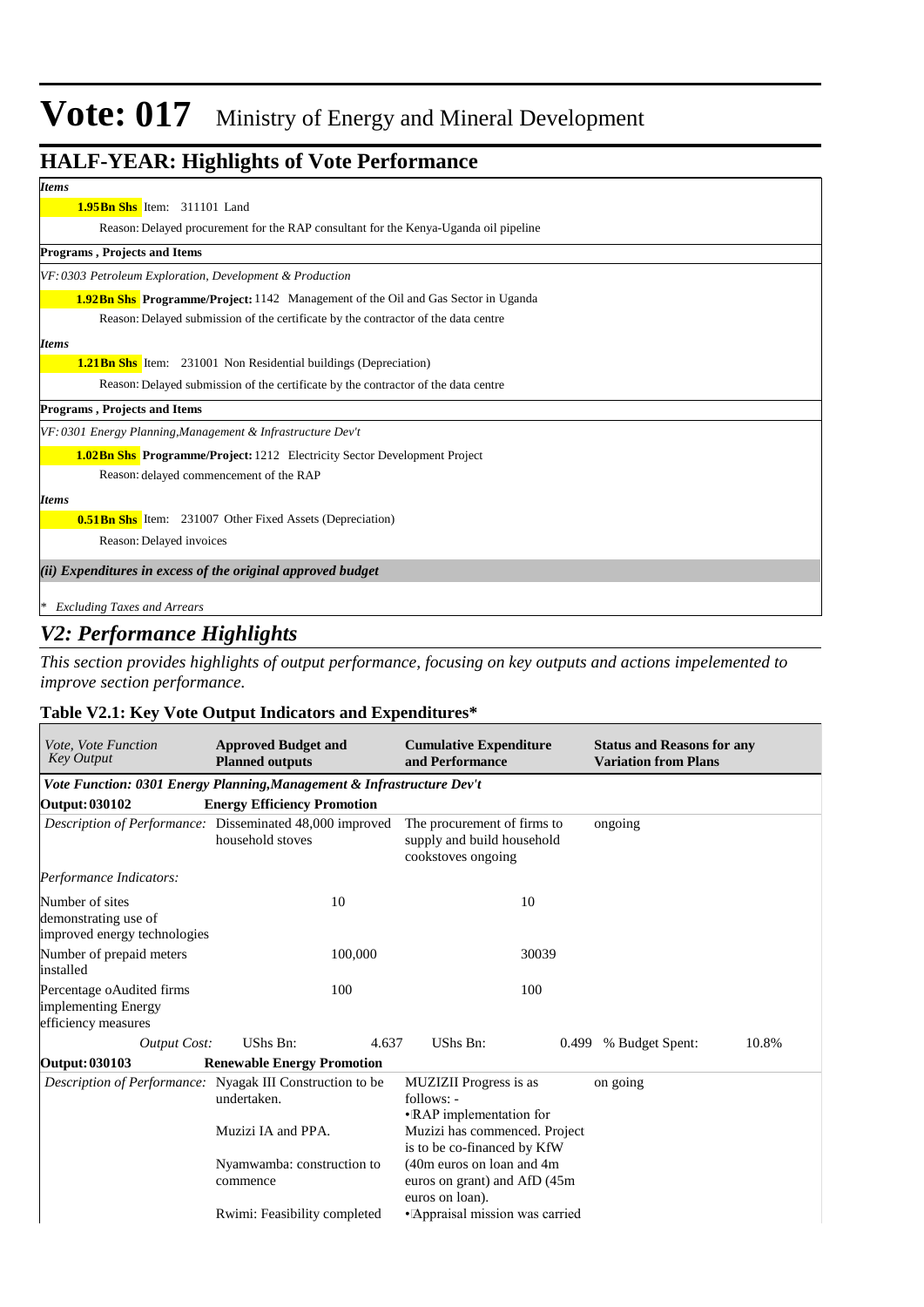# Vote: 017 Ministry of Energy and Mineral Development

## HALF-YEAR: Highlights of Vote Performance

*Items*

**1.95Bn Shs** Item: 311101 Land

Reason: Delayed procurement for the RAP consultant for the Kenya-Uganda oil pipeline

**Programs , Projects and Items**

*VF: 0303 Petroleum Exploration, Development & Production*

**1.92Bn Shs** **Programme/Project:** 1142 Management of the Oil and Gas Sector in Uganda

Reason: Delayed submission of the certificate by the contractor of the data centre

*Items*

**1.21Bn Shs** Item: 231001 Non Residential buildings (Depreciation)

Reason: Delayed submission of the certificate by the contractor of the data centre

**Programs , Projects and Items**

*VF: 0301 Energy Planning,Management & Infrastructure Dev't*

**1.02Bn Shs** **Programme/Project:** 1212 Electricity Sector Development Project

Reason: delayed commencement of the RAP

*Items*

**0.51Bn Shs** Item: 231007 Other Fixed Assets (Depreciation)

Reason: Delayed invoices

***(ii) Expenditures in excess of the original approved budget***

\* *Excluding Taxes and Arrears*

## *V2: Performance Highlights*

*This section provides highlights of output performance, focusing on key outputs and actions impelemented to improve section performance.*

### Table V2.1: Key Vote Output Indicators and Expenditures*

| *Vote, Vote Function Key Output* | **Approved Budget and Planned outputs** | **Cumulative Expenditure and Performance** | **Status and Reasons for any Variation from Plans** |
|---|---|---|---|
| ***Vote Function: 0301 Energy Planning,Management & Infrastructure Dev't*** | | | |
| **Output: 030102** | **Energy Efficiency Promotion** | | |
| *Description of Performance:* | Disseminated 48,000 improved household stoves | The procurement of firms to supply and build household cookstoves ongoing | ongoing |
| *Performance Indicators:* | | | |
| Number of sites demonstrating use of improved energy technologies | 10 | 10 | |
| Number of prepaid meters installed | 100,000 | 30039 | |
| Percentage oAudited firms implementing Energy efficiency measures | 100 | 100 | |
| *Output Cost:* | UShs Bn: 4.637 | UShs Bn: 0.499 | % Budget Spent: 10.8% |
| **Output: 030103** | **Renewable Energy Promotion** | | |
| *Description of Performance:* | Nyagak III Construction to be undertaken.<br><br>Muzizi IA and PPA.<br><br>Nyamwamba: construction to commence<br><br>Rwimi: Feasibility completed | MUZIZII Progress is as follows: -<br>•RAP implementation for Muzizi has commenced. Project is to be co-financed by KfW (40m euros on loan and 4m euros on grant) and AfD (45m euros on loan).<br>•Appraisal mission was carried | on going |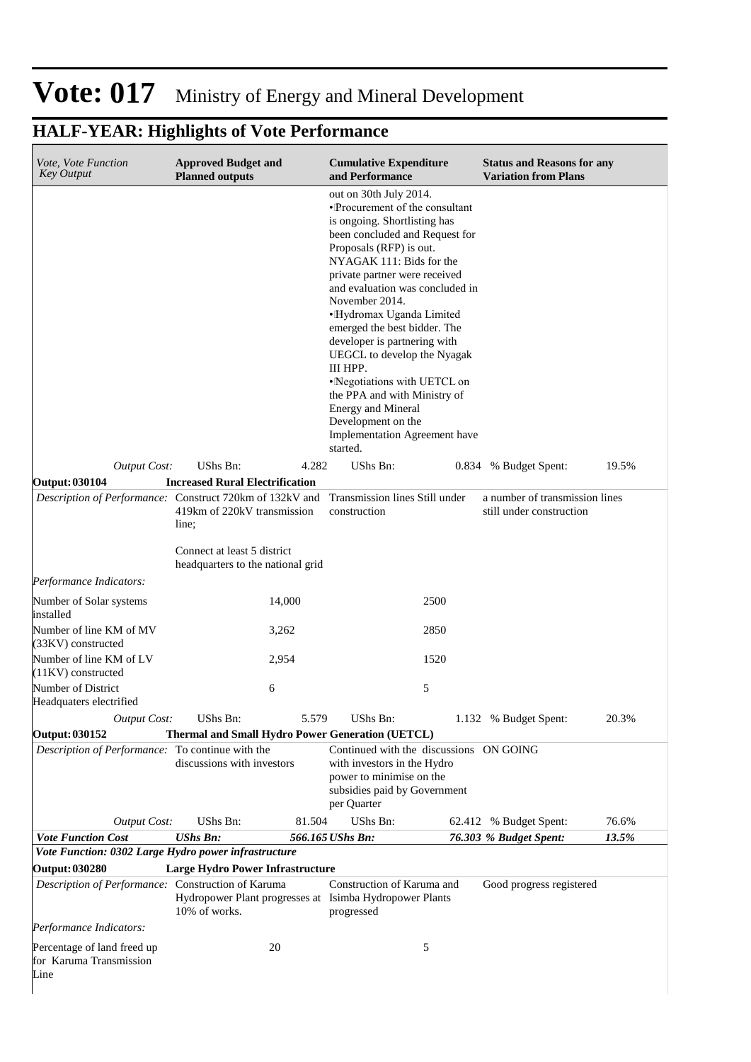# Vote: 017 Ministry of Energy and Mineral Development

## HALF-YEAR: Highlights of Vote Performance

| *Vote, Vote Function Key Output* | **Approved Budget and Planned outputs** | | **Cumulative Expenditure and Performance** | | **Status and Reasons for any Variation from Plans** | |
|---|---|---|---|---|---|---|
| | | | out on 30th July 2014. •Procurement of the consultant is ongoing. Shortlisting has been concluded and Request for Proposals (RFP) is out. NYAGAK 111: Bids for the private partner were received and evaluation was concluded in November 2014. •Hydromax Uganda Limited emerged the best bidder. The developer is partnering with UEGCL to develop the Nyagak III HPP. •Negotiations with UETCL on the PPA and with Ministry of Energy and Mineral Development on the Implementation Agreement have started. | | | |
| *Output Cost:* | UShs Bn: | 4.282 | UShs Bn: | 0.834 | % Budget Spent: | 19.5% |
| **Output: 030104** | **Increased Rural Electrification** | | | | | |
| *Description of Performance:* | Construct 720km of 132kV and 419km of 220kV transmission line;<br><br>Connect at least 5 district headquarters to the national grid | | Transmission lines Still under construction | | a number of transmission lines still under construction | |
| *Performance Indicators:* | | | | | | |
| Number of Solar systems installed | | 14,000 | | 2500 | | |
| Number of line KM of MV (33KV) constructed | | 3,262 | | 2850 | | |
| Number of line KM of LV (11KV) constructed | | 2,954 | | 1520 | | |
| Number of District Headquaters electrified | | 6 | | 5 | | |
| *Output Cost:* | UShs Bn: | 5.579 | UShs Bn: | 1.132 | % Budget Spent: | 20.3% |
| **Output: 030152** | **Thermal and Small Hydro Power Generation (UETCL)** | | | | | |
| *Description of Performance:* | To continue with the discussions with investors | | Continued with the discussions with investors in the Hydro power to minimise on the subsidies paid by Government per Quarter | | ON GOING | |
| *Output Cost:* | UShs Bn: | 81.504 | UShs Bn: | 62.412 | % Budget Spent: | 76.6% |
| ***Vote Function Cost*** | ***UShs Bn:*** | ***566.165*** | ***UShs Bn:*** | ***76.303*** | ***% Budget Spent:*** | ***13.5%*** |
| ***Vote Function: 0302 Large Hydro power infrastructure*** | | | | | | |
| **Output: 030280** | **Large Hydro Power Infrastructure** | | | | | |
| *Description of Performance:* | Construction of Karuma Hydropower Plant progresses at 10% of works. | | Construction of Karuma and Isimba Hydropower Plants progressed | | Good progress registered | |
| *Performance Indicators:* | | | | | | |
| Percentage of land freed up for Karuma Transmission Line | | 20 | | 5 | | |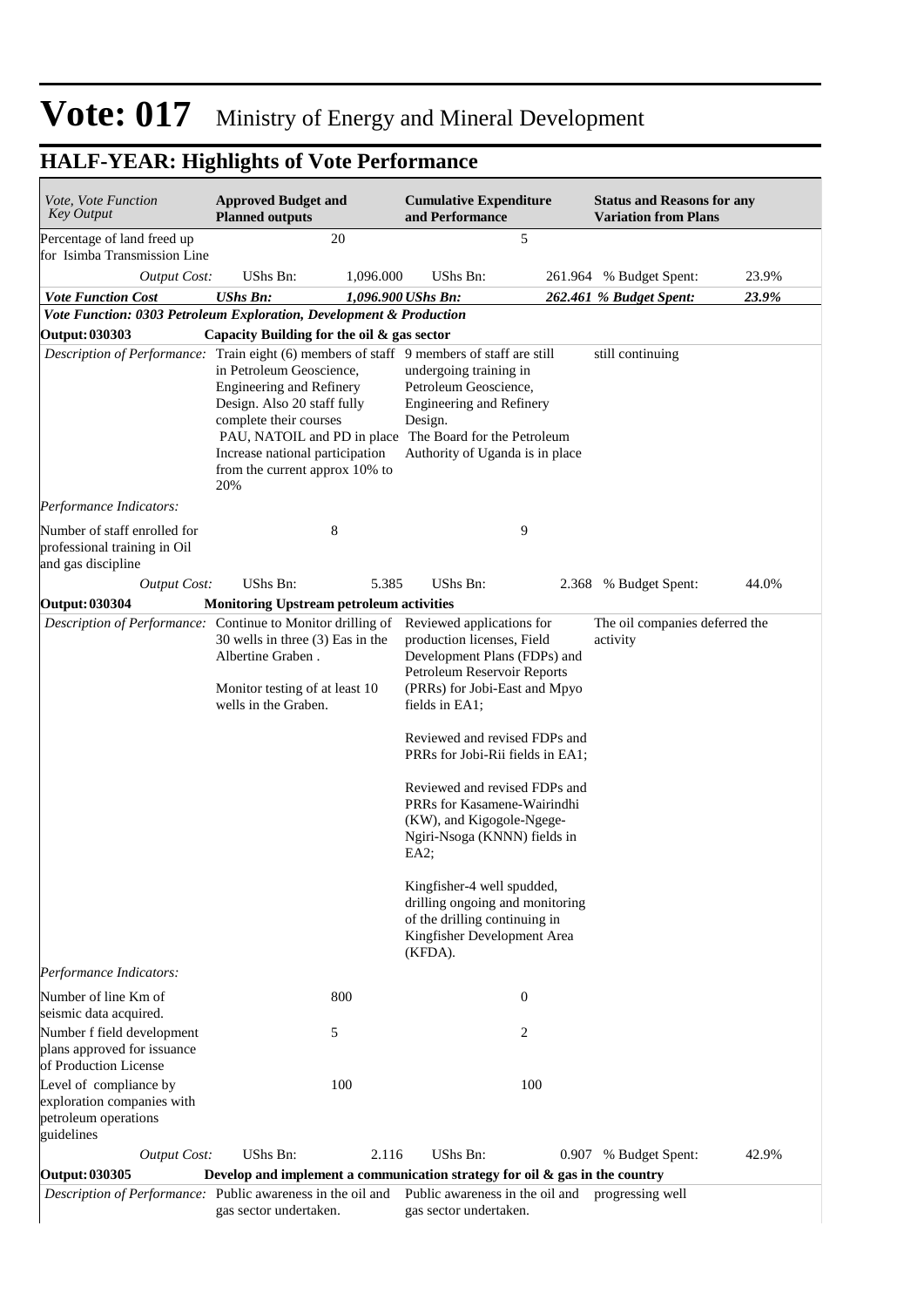# Vote: 017 Ministry of Energy and Mineral Development

## HALF-YEAR: Highlights of Vote Performance

| *Vote, Vote Function Key Output* | **Approved Budget and Planned outputs** | | **Cumulative Expenditure and Performance** | | **Status and Reasons for any Variation from Plans** | |
|---|---|---|---|---|---|---|
| Percentage of land freed up for Isimba Transmission Line | | 20 | | 5 | | |
| *Output Cost:* | UShs Bn: | 1,096.000 | UShs Bn: | 261.964 | % Budget Spent: | 23.9% |
| ***Vote Function Cost*** | ***UShs Bn:*** | ***1,096.900*** | ***UShs Bn:*** | ***262.461*** | ***% Budget Spent:*** | ***23.9%*** |
| ***Vote Function: 0303 Petroleum Exploration, Development & Production*** | | | | | | |
| **Output: 030303** | **Capacity Building for the oil & gas sector** | | | | | |
| *Description of Performance:* | Train eight (6) members of staff in Petroleum Geoscience, Engineering and Refinery Design. Also 20 staff fully complete their courses PAU, NATOIL and PD in place Increase national participation from the current approx 10% to 20% | | 9 members of staff are still undergoing training in Petroleum Geoscience, Engineering and Refinery Design. The Board for the Petroleum Authority of Uganda is in place | | still continuing | |
| *Performance Indicators:* | | | | | | |
| Number of staff enrolled for professional training in Oil and gas discipline | | 8 | | 9 | | |
| *Output Cost:* | UShs Bn: | 5.385 | UShs Bn: | 2.368 | % Budget Spent: | 44.0% |
| **Output: 030304** | **Monitoring Upstream petroleum activities** | | | | | |
| *Description of Performance:* | Continue to Monitor drilling of 30 wells in three (3) Eas in the Albertine Graben . Monitor testing of at least 10 wells in the Graben. | | Reviewed applications for production licenses, Field Development Plans (FDPs) and Petroleum Reservoir Reports (PRRs) for Jobi-East and Mpyo fields in EA1; Reviewed and revised FDPs and PRRs for Jobi-Rii fields in EA1; Reviewed and revised FDPs and PRRs for Kasamene-Wairindhi (KW), and Kigogole-Ngege-Ngiri-Nsoga (KNNN) fields in EA2; Kingfisher-4 well spudded, drilling ongoing and monitoring of the drilling continuing in Kingfisher Development Area (KFDA). | | The oil companies deferred the activity | |
| *Performance Indicators:* | | | | | | |
| Number of line Km of seismic data acquired. | | 800 | | 0 | | |
| Number f field development plans approved for issuance of Production License | | 5 | | 2 | | |
| Level of compliance by exploration companies with petroleum operations guidelines | | 100 | | 100 | | |
| *Output Cost:* | UShs Bn: | 2.116 | UShs Bn: | 0.907 | % Budget Spent: | 42.9% |
| **Output: 030305** | **Develop and implement a communication strategy for oil & gas in the country** | | | | | |
| *Description of Performance:* | Public awareness in the oil and gas sector undertaken. | | Public awareness in the oil and gas sector undertaken. | | progressing well | |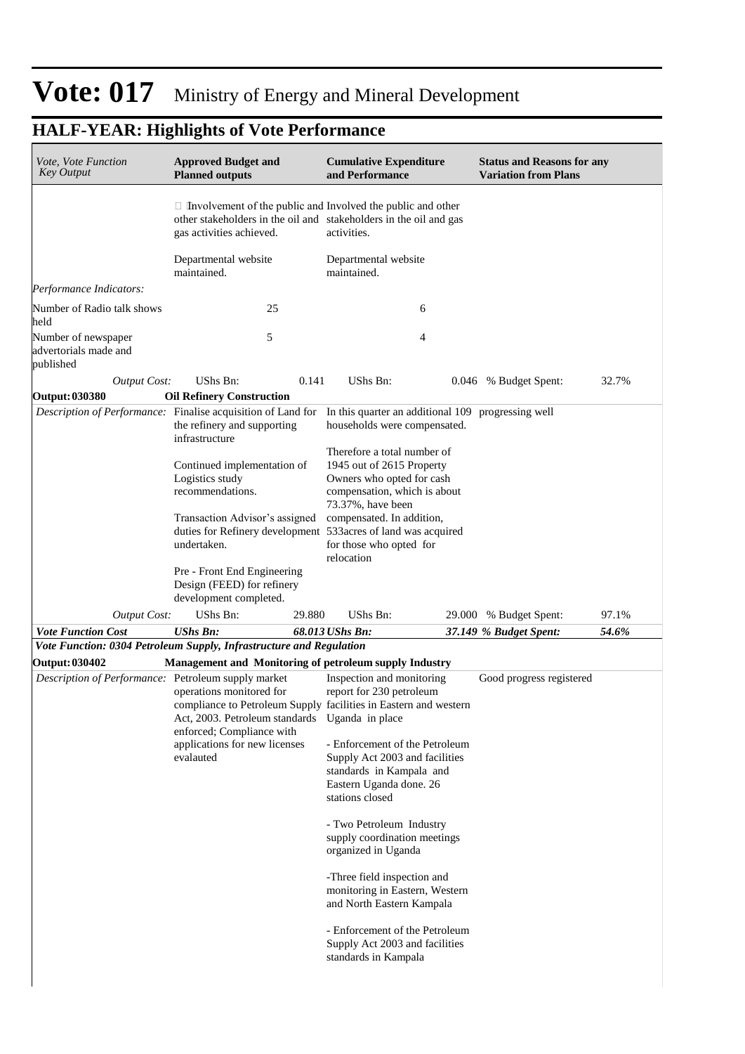# Vote: 017 Ministry of Energy and Mineral Development

## HALF-YEAR: Highlights of Vote Performance

| *Vote, Vote Function Key Output* | **Approved Budget and Planned outputs** | | **Cumulative Expenditure and Performance** | | **Status and Reasons for any Variation from Plans** | |
|---|---|---|---|---|---|---|
| | Involvement of the public and other stakeholders in the oil and gas activities achieved.<br><br>Departmental website maintained. | | Involved the public and other stakeholders in the oil and gas activities.<br><br>Departmental website maintained. | | | |
| *Performance Indicators:* | | | | | | |
| Number of Radio talk shows held | | 25 | | 6 | | |
| Number of newspaper advertorials made and published | | 5 | | 4 | | |
| *Output Cost:* | UShs Bn: | 0.141 | UShs Bn: | 0.046 | % Budget Spent: | 32.7% |
| **Output: 030380** | **Oil Refinery Construction** | | | | | |
| *Description of Performance:* | Finalise acquisition of Land for the refinery and supporting infrastructure<br><br>Continued implementation of Logistics study recommendations.<br><br>Transaction Advisor's assigned duties for Refinery development undertaken.<br><br>Pre - Front End Engineering Design (FEED) for refinery development completed. | | In this quarter an additional 109 households were compensated.<br><br>Therefore a total number of 1945 out of 2615 Property Owners who opted for cash compensation, which is about 73.37%, have been compensated. In addition, 533acres of land was acquired for those who opted for relocation | | progressing well | |
| *Output Cost:* | UShs Bn: | 29.880 | UShs Bn: | 29.000 | % Budget Spent: | 97.1% |
| ***Vote Function Cost*** | ***UShs Bn:*** | ***68.013*** | ***UShs Bn:*** | ***37.149*** | ***% Budget Spent:*** | ***54.6%*** |
| ***Vote Function: 0304 Petroleum Supply, Infrastructure and Regulation*** | | | | | | |
| **Output: 030402** | **Management and Monitoring of petroleum supply Industry** | | | | | |
| *Description of Performance:* | Petroleum supply market operations monitored for compliance to Petroleum Supply Act, 2003. Petroleum standards enforced; Compliance with applications for new licenses evalauted | | Inspection and monitoring report for 230 petroleum facilities in Eastern and western Uganda in place<br><br>- Enforcement of the Petroleum Supply Act 2003 and facilities standards in Kampala and Eastern Uganda done. 26 stations closed<br><br>- Two Petroleum Industry supply coordination meetings organized in Uganda<br><br>-Three field inspection and monitoring in Eastern, Western and North Eastern Kampala<br><br>- Enforcement of the Petroleum Supply Act 2003 and facilities standards in Kampala | | Good progress registered | |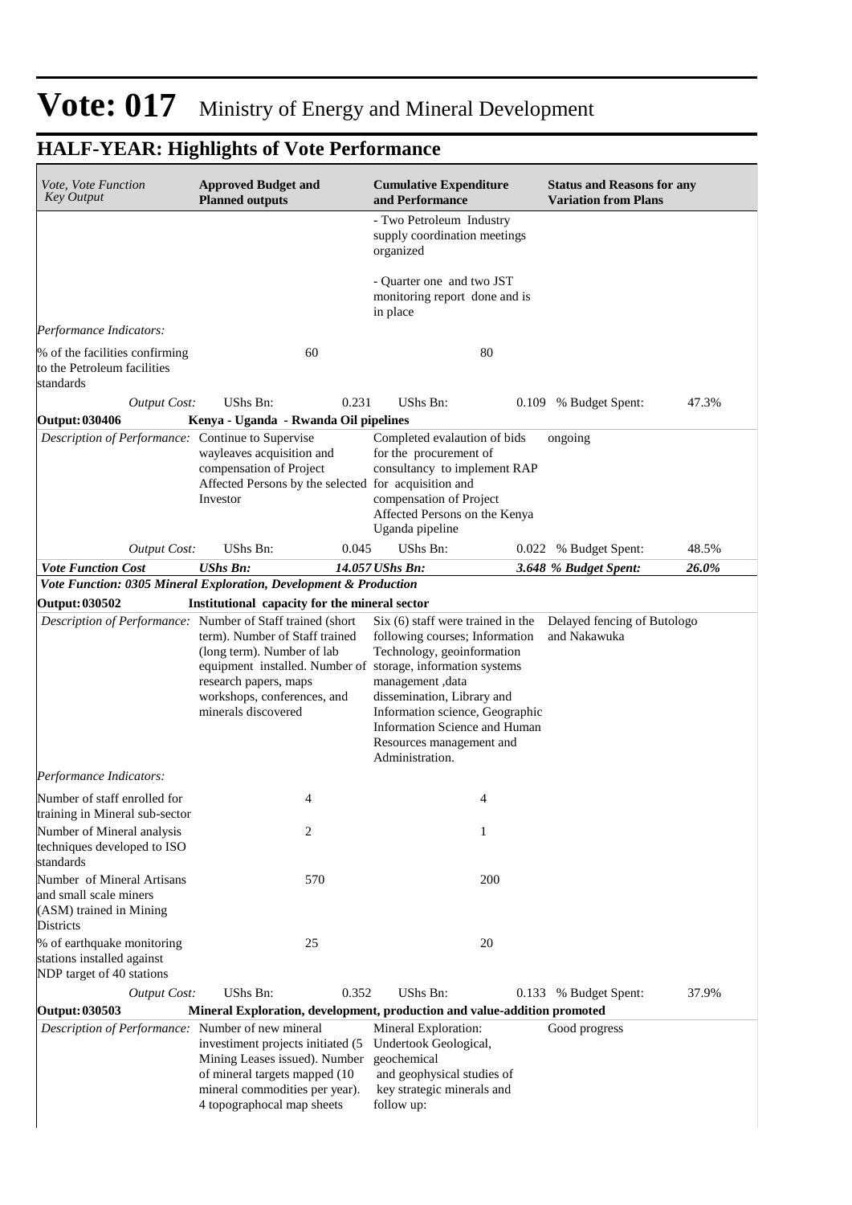# Vote: 017 Ministry of Energy and Mineral Development

## HALF-YEAR: Highlights of Vote Performance

| *Vote, Vote Function Key Output* | **Approved Budget and Planned outputs** | | **Cumulative Expenditure and Performance** | | **Status and Reasons for any Variation from Plans** | |
|---|---|---|---|---|---|---|
| | | | - Two Petroleum Industry supply coordination meetings organized<br><br>- Quarter one and two JST monitoring report done and is in place | | | |
| *Performance Indicators:* | | | | | | |
| % of the facilities confirming to the Petroleum facilities standards | 60 | | 80 | | | |
| *Output Cost:* | UShs Bn: | 0.231 | UShs Bn: | 0.109 | % Budget Spent: | 47.3% |
| **Output: 030406** | **Kenya - Uganda - Rwanda Oil pipelines** | | | | | |
| *Description of Performance:* | Continue to Supervise wayleaves acquisition and compensation of Project Affected Persons by the selected Investor | | Completed evalaution of bids for the procurement of consultancy to implement RAP for acquisition and compensation of Project Affected Persons on the Kenya Uganda pipeline | | ongoing | |
| *Output Cost:* | UShs Bn: | 0.045 | UShs Bn: | 0.022 | % Budget Spent: | 48.5% |
| ***Vote Function Cost*** | ***UShs Bn:*** | ***14.057*** | ***UShs Bn:*** | ***3.648*** | ***% Budget Spent:*** | ***26.0%*** |
| ***Vote Function: 0305 Mineral Exploration, Development & Production*** | | | | | | |
| **Output: 030502** | **Institutional capacity for the mineral sector** | | | | | |
| *Description of Performance:* | Number of Staff trained (short term). Number of Staff trained (long term). Number of lab equipment installed. Number of research papers, maps workshops, conferences, and minerals discovered | | Six (6) staff were trained in the following courses; Information Technology, geoinformation storage, information systems management ,data dissemination, Library and Information science, Geographic Information Science and Human Resources management and Administration. | | Delayed fencing of Butologo and Nakawuka | |
| *Performance Indicators:* | | | | | | |
| Number of staff enrolled for training in Mineral sub-sector | 4 | | 4 | | | |
| Number of Mineral analysis techniques developed to ISO standards | 2 | | 1 | | | |
| Number of Mineral Artisans and small scale miners (ASM) trained in Mining Districts | 570 | | 200 | | | |
| % of earthquake monitoring stations installed against NDP target of 40 stations | 25 | | 20 | | | |
| *Output Cost:* | UShs Bn: | 0.352 | UShs Bn: | 0.133 | % Budget Spent: | 37.9% |
| **Output: 030503** | **Mineral Exploration, development, production and value-addition promoted** | | | | | |
| *Description of Performance:* | Number of new mineral investiment projects initiated (5 Mining Leases issued). Number of mineral targets mapped (10 mineral commodities per year). 4 topographocal map sheets | | Mineral Exploration: Undertook Geological, geochemical and geophysical studies of key strategic minerals and follow up: | | Good progress | |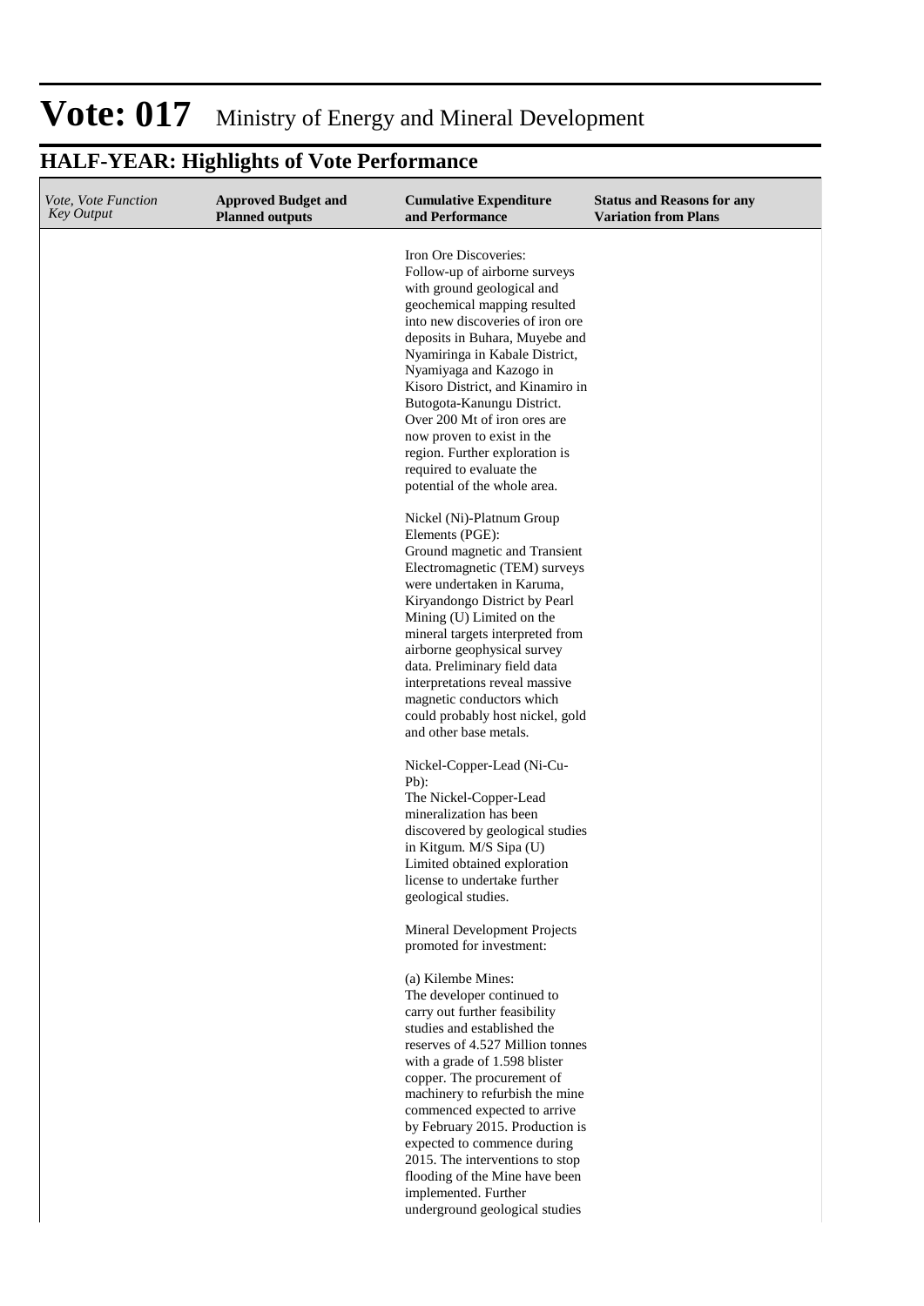# Vote: 017 Ministry of Energy and Mineral Development

## HALF-YEAR: Highlights of Vote Performance

| *Vote, Vote Function Key Output* | **Approved Budget and Planned outputs** | **Cumulative Expenditure and Performance** | **Status and Reasons for any Variation from Plans** |
|---|---|---|---|
| | | Iron Ore Discoveries:<br>Follow-up of airborne surveys with ground geological and geochemical mapping resulted into new discoveries of iron ore deposits in Buhara, Muyebe and Nyamiringa in Kabale District, Nyamiyaga and Kazogo in Kisoro District, and Kinamiro in Butogota-Kanungu District. Over 200 Mt of iron ores are now proven to exist in the region. Further exploration is required to evaluate the potential of the whole area.<br><br>Nickel (Ni)-Platnum Group Elements (PGE):<br>Ground magnetic and Transient Electromagnetic (TEM) surveys were undertaken in Karuma, Kiryandongo District by Pearl Mining (U) Limited on the mineral targets interpreted from airborne geophysical survey data. Preliminary field data interpretations reveal massive magnetic conductors which could probably host nickel, gold and other base metals.<br><br>Nickel-Copper-Lead (Ni-Cu-Pb):<br>The Nickel-Copper-Lead mineralization has been discovered by geological studies in Kitgum. M/S Sipa (U) Limited obtained exploration license to undertake further geological studies.<br><br>Mineral Development Projects promoted for investment:<br><br>(a) Kilembe Mines:<br>The developer continued to carry out further feasibility studies and established the reserves of 4.527 Million tonnes with a grade of 1.598 blister copper. The procurement of machinery to refurbish the mine commenced expected to arrive by February 2015. Production is expected to commence during 2015. The interventions to stop flooding of the Mine have been implemented. Further underground geological studies | |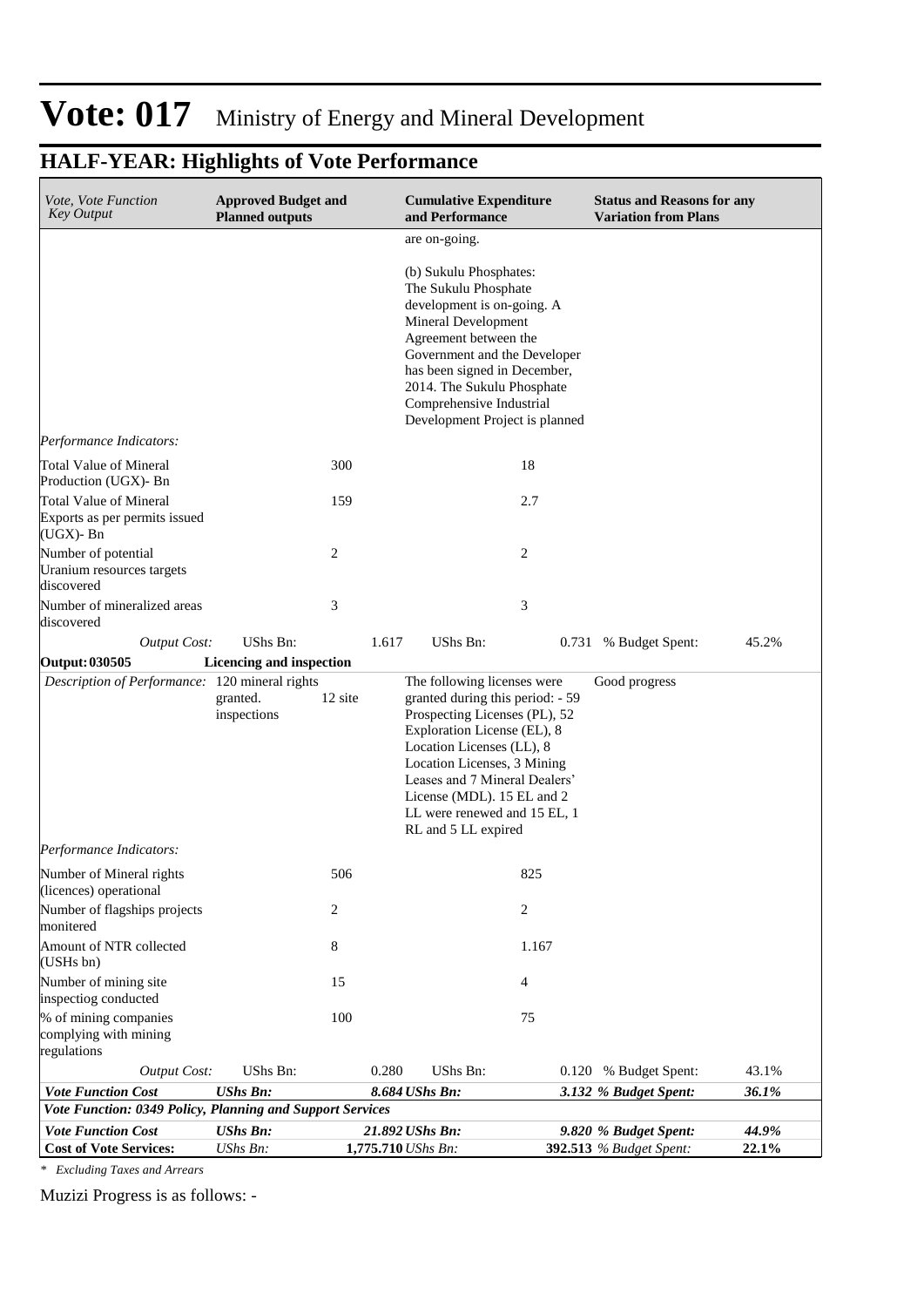# Vote: 017 Ministry of Energy and Mineral Development

## HALF-YEAR: Highlights of Vote Performance

| *Vote, Vote Function Key Output* | **Approved Budget and Planned outputs** | | **Cumulative Expenditure and Performance** | | **Status and Reasons for any Variation from Plans** | |
|---|---|---|---|---|---|---|
| | | | are on-going.<br><br>(b) Sukulu Phosphates: The Sukulu Phosphate development is on-going. A Mineral Development Agreement between the Government and the Developer has been signed in December, 2014. The Sukulu Phosphate Comprehensive Industrial Development Project is planned | | | |
| *Performance Indicators:* | | | | | | |
| Total Value of Mineral Production (UGX)- Bn | | 300 | | 18 | | |
| Total Value of Mineral Exports as per permits issued (UGX)- Bn | | 159 | | 2.7 | | |
| Number of potential Uranium resources targets discovered | | 2 | | 2 | | |
| Number of mineralized areas discovered | | 3 | | 3 | | |
| *Output Cost:* | UShs Bn: | 1.617 | UShs Bn: | 0.731 | % Budget Spent: | 45.2% |
| **Output: 030505** | **Licencing and inspection** | | | | | |
| *Description of Performance:* | 120 mineral rights granted. | 12 site inspections | The following licenses were granted during this period: - 59 Prospecting Licenses (PL), 52 Exploration License (EL), 8 Location Licenses (LL), 8 Location Licenses, 3 Mining Leases and 7 Mineral Dealers' License (MDL). 15 EL and 2 LL were renewed and 15 EL, 1 RL and 5 LL expired | | Good progress | |
| *Performance Indicators:* | | | | | | |
| Number of Mineral rights (licences) operational | | 506 | | 825 | | |
| Number of flagships projects monitered | | 2 | | 2 | | |
| Amount of NTR collected (USHs bn) | | 8 | | 1.167 | | |
| Number of mining site inspectiog conducted | | 15 | | 4 | | |
| % of mining companies complying with mining regulations | | 100 | | 75 | | |
| *Output Cost:* | UShs Bn: | 0.280 | UShs Bn: | 0.120 | % Budget Spent: | 43.1% |
| ***Vote Function Cost*** | ***UShs Bn:*** | ***8.684*** | ***UShs Bn:*** | ***3.132*** | ***% Budget Spent:*** | ***36.1%*** |
| ***Vote Function: 0349 Policy, Planning and Support Services*** | | | | | | |
| ***Vote Function Cost*** | ***UShs Bn:*** | ***21.892*** | ***UShs Bn:*** | ***9.820*** | ***% Budget Spent:*** | ***44.9%*** |
| **Cost of Vote Services:** | *UShs Bn:* | **1,775.710** | *UShs Bn:* | **392.513** | *% Budget Spent:* | **22.1%** |

*\* Excluding Taxes and Arrears*

Muzizi Progress is as follows: -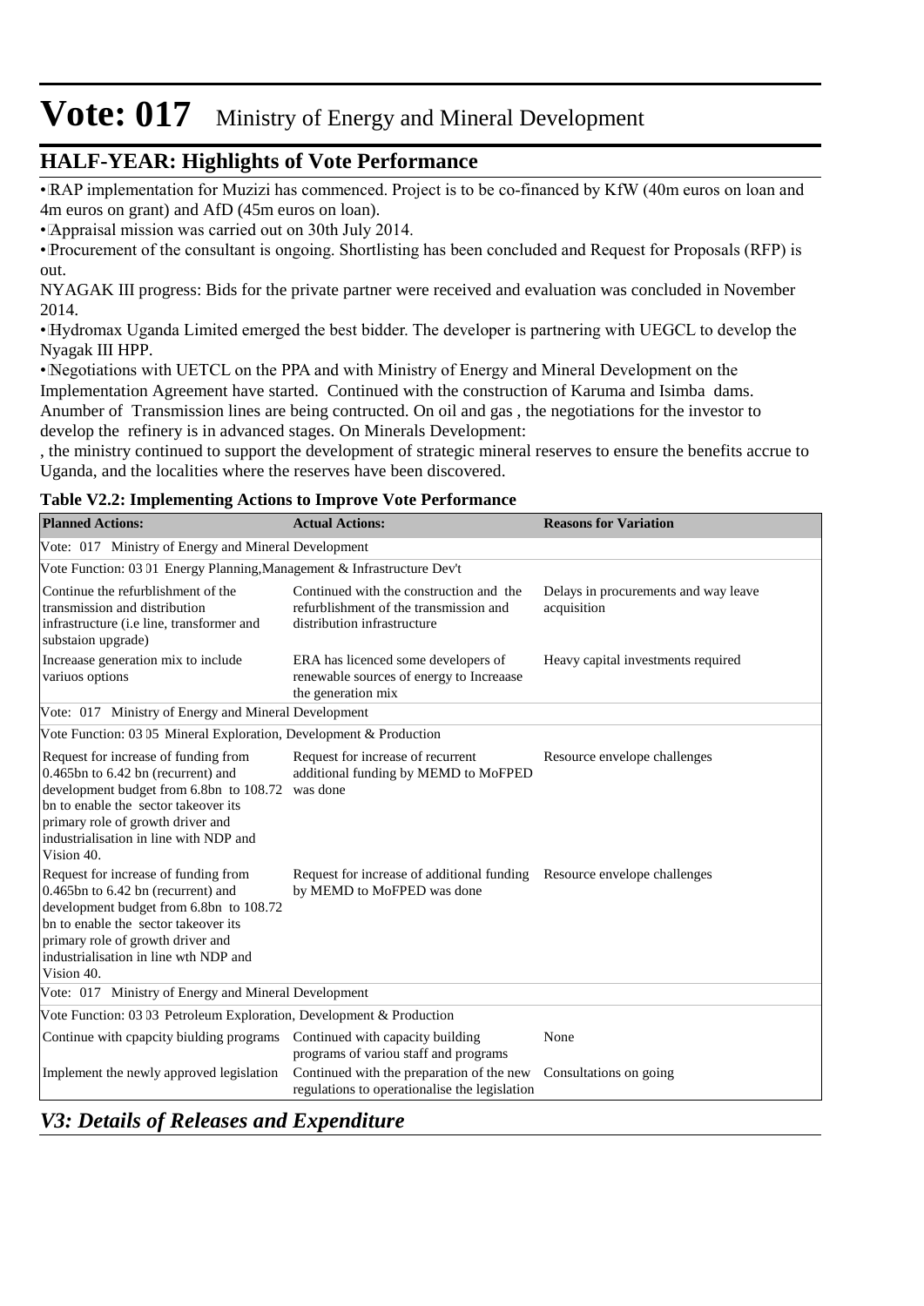# Vote: 017 Ministry of Energy and Mineral Development

## HALF-YEAR: Highlights of Vote Performance

• RAP implementation for Muzizi has commenced. Project is to be co-financed by KfW (40m euros on loan and 4m euros on grant) and AfD (45m euros on loan).

• Appraisal mission was carried out on 30th July 2014.

• Procurement of the consultant is ongoing. Shortlisting has been concluded and Request for Proposals (RFP) is out.

NYAGAK III progress: Bids for the private partner were received and evaluation was concluded in November 2014.

• Hydromax Uganda Limited emerged the best bidder. The developer is partnering with UEGCL to develop the Nyagak III HPP.

• Negotiations with UETCL on the PPA and with Ministry of Energy and Mineral Development on the Implementation Agreement have started. Continued with the construction of Karuma and Isimba dams. Anumber of Transmission lines are being contructed. On oil and gas , the negotiations for the investor to develop the refinery is in advanced stages. On Minerals Development:

, the ministry continued to support the development of strategic mineral reserves to ensure the benefits accrue to Uganda, and the localities where the reserves have been discovered.

**Table V2.2: Implementing Actions to Improve Vote Performance**

| Planned Actions: | Actual Actions: | Reasons for Variation |
|---|---|---|
| Vote: 017 Ministry of Energy and Mineral Development | | |
| Vote Function: 03 01 Energy Planning,Management & Infrastructure Dev't | | |
| Continue the refurblishment of the transmission and distribution infrastructure (i.e line, transformer and substaion upgrade) | Continued with the construction and the refurblishment of the transmission and distribution infrastructure | Delays in procurements and way leave acquisition |
| Increaase generation mix to include variuos options | ERA has licenced some developers of renewable sources of energy to Increaase the generation mix | Heavy capital investments required |
| Vote: 017 Ministry of Energy and Mineral Development | | |
| Vote Function: 03 05 Mineral Exploration, Development & Production | | |
| Request for increase of funding from 0.465bn to 6.42 bn (recurrent) and development budget from 6.8bn to 108.72 bn to enable the sector takeover its primary role of growth driver and industrialisation in line with NDP and Vision 40. | Request for increase of recurrent additional funding by MEMD to MoFPED was done | Resource envelope challenges |
| Request for increase of funding from 0.465bn to 6.42 bn (recurrent) and development budget from 6.8bn to 108.72 bn to enable the sector takeover its primary role of growth driver and industrialisation in line wth NDP and Vision 40. | Request for increase of additional funding by MEMD to MoFPED was done | Resource envelope challenges |
| Vote: 017 Ministry of Energy and Mineral Development | | |
| Vote Function: 03 03 Petroleum Exploration, Development & Production | | |
| Continue with cpapcity biulding programs | Continued with capacity building programs of variou staff and programs | None |
| Implement the newly approved legislation | Continued with the preparation of the new regulations to operationalise the legislation | Consultations on going |

## *V3: Details of Releases and Expenditure*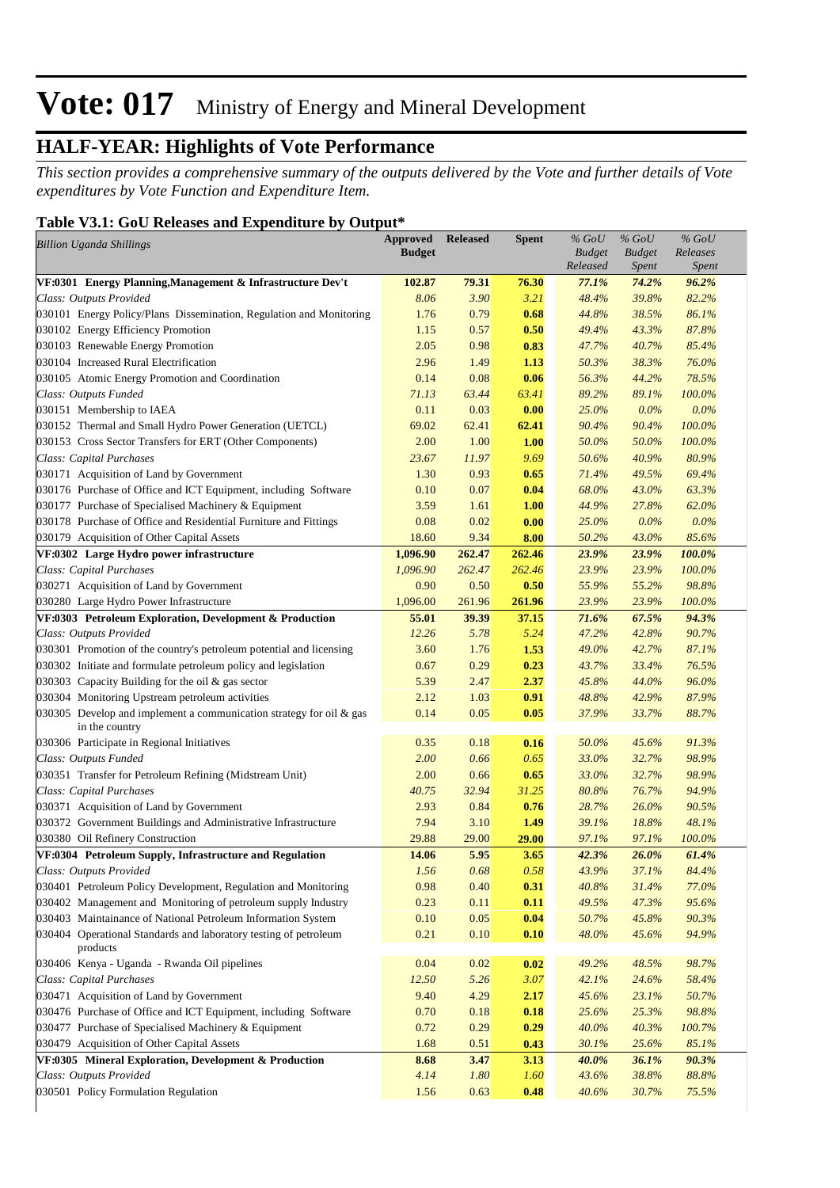# Vote: 017 Ministry of Energy and Mineral Development

## HALF-YEAR: Highlights of Vote Performance

*This section provides a comprehensive summary of the outputs delivered by the Vote and further details of Vote expenditures by Vote Function and Expenditure Item.*

### Table V3.1: GoU Releases and Expenditure by Output*

| *Billion Uganda Shillings* | Approved Budget | Released | Spent | *% GoU Budget Released* | *% GoU Budget Spent* | *% GoU Releases Spent* |
|---|---|---|---|---|---|---|
| **VF:0301 Energy Planning,Management & Infrastructure Dev't** | **102.87** | **79.31** | **76.30** | ***77.1%*** | ***74.2%*** | ***96.2%*** |
| *Class: Outputs Provided* | *8.06* | *3.90* | *3.21* | *48.4%* | *39.8%* | *82.2%* |
| 030101 Energy Policy/Plans Dissemination, Regulation and Monitoring | 1.76 | 0.79 | **0.68** | *44.8%* | *38.5%* | *86.1%* |
| 030102 Energy Efficiency Promotion | 1.15 | 0.57 | **0.50** | *49.4%* | *43.3%* | *87.8%* |
| 030103 Renewable Energy Promotion | 2.05 | 0.98 | **0.83** | *47.7%* | *40.7%* | *85.4%* |
| 030104 Increased Rural Electrification | 2.96 | 1.49 | **1.13** | *50.3%* | *38.3%* | *76.0%* |
| 030105 Atomic Energy Promotion and Coordination | 0.14 | 0.08 | **0.06** | *56.3%* | *44.2%* | *78.5%* |
| *Class: Outputs Funded* | *71.13* | *63.44* | *63.41* | *89.2%* | *89.1%* | *100.0%* |
| 030151 Membership to IAEA | 0.11 | 0.03 | **0.00** | *25.0%* | *0.0%* | *0.0%* |
| 030152 Thermal and Small Hydro Power Generation (UETCL) | 69.02 | 62.41 | **62.41** | *90.4%* | *90.4%* | *100.0%* |
| 030153 Cross Sector Transfers for ERT (Other Components) | 2.00 | 1.00 | **1.00** | *50.0%* | *50.0%* | *100.0%* |
| *Class: Capital Purchases* | *23.67* | *11.97* | *9.69* | *50.6%* | *40.9%* | *80.9%* |
| 030171 Acquisition of Land by Government | 1.30 | 0.93 | **0.65** | *71.4%* | *49.5%* | *69.4%* |
| 030176 Purchase of Office and ICT Equipment, including Software | 0.10 | 0.07 | **0.04** | *68.0%* | *43.0%* | *63.3%* |
| 030177 Purchase of Specialised Machinery & Equipment | 3.59 | 1.61 | **1.00** | *44.9%* | *27.8%* | *62.0%* |
| 030178 Purchase of Office and Residential Furniture and Fittings | 0.08 | 0.02 | **0.00** | *25.0%* | *0.0%* | *0.0%* |
| 030179 Acquisition of Other Capital Assets | 18.60 | 9.34 | **8.00** | *50.2%* | *43.0%* | *85.6%* |
| **VF:0302 Large Hydro power infrastructure** | **1,096.90** | **262.47** | **262.46** | ***23.9%*** | ***23.9%*** | ***100.0%*** |
| *Class: Capital Purchases* | *1,096.90* | *262.47* | *262.46* | *23.9%* | *23.9%* | *100.0%* |
| 030271 Acquisition of Land by Government | 0.90 | 0.50 | **0.50** | *55.9%* | *55.2%* | *98.8%* |
| 030280 Large Hydro Power Infrastructure | 1,096.00 | 261.96 | **261.96** | *23.9%* | *23.9%* | *100.0%* |
| **VF:0303 Petroleum Exploration, Development & Production** | **55.01** | **39.39** | **37.15** | ***71.6%*** | ***67.5%*** | ***94.3%*** |
| *Class: Outputs Provided* | *12.26* | *5.78* | *5.24* | *47.2%* | *42.8%* | *90.7%* |
| 030301 Promotion of the country's petroleum potential and licensing | 3.60 | 1.76 | **1.53** | *49.0%* | *42.7%* | *87.1%* |
| 030302 Initiate and formulate petroleum policy and legislation | 0.67 | 0.29 | **0.23** | *43.7%* | *33.4%* | *76.5%* |
| 030303 Capacity Building for the oil & gas sector | 5.39 | 2.47 | **2.37** | *45.8%* | *44.0%* | *96.0%* |
| 030304 Monitoring Upstream petroleum activities | 2.12 | 1.03 | **0.91** | *48.8%* | *42.9%* | *87.9%* |
| 030305 Develop and implement a communication strategy for oil & gas in the country | 0.14 | 0.05 | **0.05** | *37.9%* | *33.7%* | *88.7%* |
| 030306 Participate in Regional Initiatives | 0.35 | 0.18 | **0.16** | *50.0%* | *45.6%* | *91.3%* |
| *Class: Outputs Funded* | *2.00* | *0.66* | *0.65* | *33.0%* | *32.7%* | *98.9%* |
| 030351 Transfer for Petroleum Refining (Midstream Unit) | 2.00 | 0.66 | **0.65** | *33.0%* | *32.7%* | *98.9%* |
| *Class: Capital Purchases* | *40.75* | *32.94* | *31.25* | *80.8%* | *76.7%* | *94.9%* |
| 030371 Acquisition of Land by Government | 2.93 | 0.84 | **0.76** | *28.7%* | *26.0%* | *90.5%* |
| 030372 Government Buildings and Administrative Infrastructure | 7.94 | 3.10 | **1.49** | *39.1%* | *18.8%* | *48.1%* |
| 030380 Oil Refinery Construction | 29.88 | 29.00 | **29.00** | *97.1%* | *97.1%* | *100.0%* |
| **VF:0304 Petroleum Supply, Infrastructure and Regulation** | **14.06** | **5.95** | **3.65** | ***42.3%*** | ***26.0%*** | ***61.4%*** |
| *Class: Outputs Provided* | *1.56* | *0.68* | *0.58* | *43.9%* | *37.1%* | *84.4%* |
| 030401 Petroleum Policy Development, Regulation and Monitoring | 0.98 | 0.40 | **0.31** | *40.8%* | *31.4%* | *77.0%* |
| 030402 Management and Monitoring of petroleum supply Industry | 0.23 | 0.11 | **0.11** | *49.5%* | *47.3%* | *95.6%* |
| 030403 Maintainance of National Petroleum Information System | 0.10 | 0.05 | **0.04** | *50.7%* | *45.8%* | *90.3%* |
| 030404 Operational Standards and laboratory testing of petroleum products | 0.21 | 0.10 | **0.10** | *48.0%* | *45.6%* | *94.9%* |
| 030406 Kenya - Uganda - Rwanda Oil pipelines | 0.04 | 0.02 | **0.02** | *49.2%* | *48.5%* | *98.7%* |
| *Class: Capital Purchases* | *12.50* | *5.26* | *3.07* | *42.1%* | *24.6%* | *58.4%* |
| 030471 Acquisition of Land by Government | 9.40 | 4.29 | **2.17** | *45.6%* | *23.1%* | *50.7%* |
| 030476 Purchase of Office and ICT Equipment, including Software | 0.70 | 0.18 | **0.18** | *25.6%* | *25.3%* | *98.8%* |
| 030477 Purchase of Specialised Machinery & Equipment | 0.72 | 0.29 | **0.29** | *40.0%* | *40.3%* | *100.7%* |
| 030479 Acquisition of Other Capital Assets | 1.68 | 0.51 | **0.43** | *30.1%* | *25.6%* | *85.1%* |
| **VF:0305 Mineral Exploration, Development & Production** | **8.68** | **3.47** | **3.13** | ***40.0%*** | ***36.1%*** | ***90.3%*** |
| *Class: Outputs Provided* | *4.14* | *1.80* | *1.60* | *43.6%* | *38.8%* | *88.8%* |
| 030501 Policy Formulation Regulation | 1.56 | 0.63 | **0.48** | *40.6%* | *30.7%* | *75.5%* |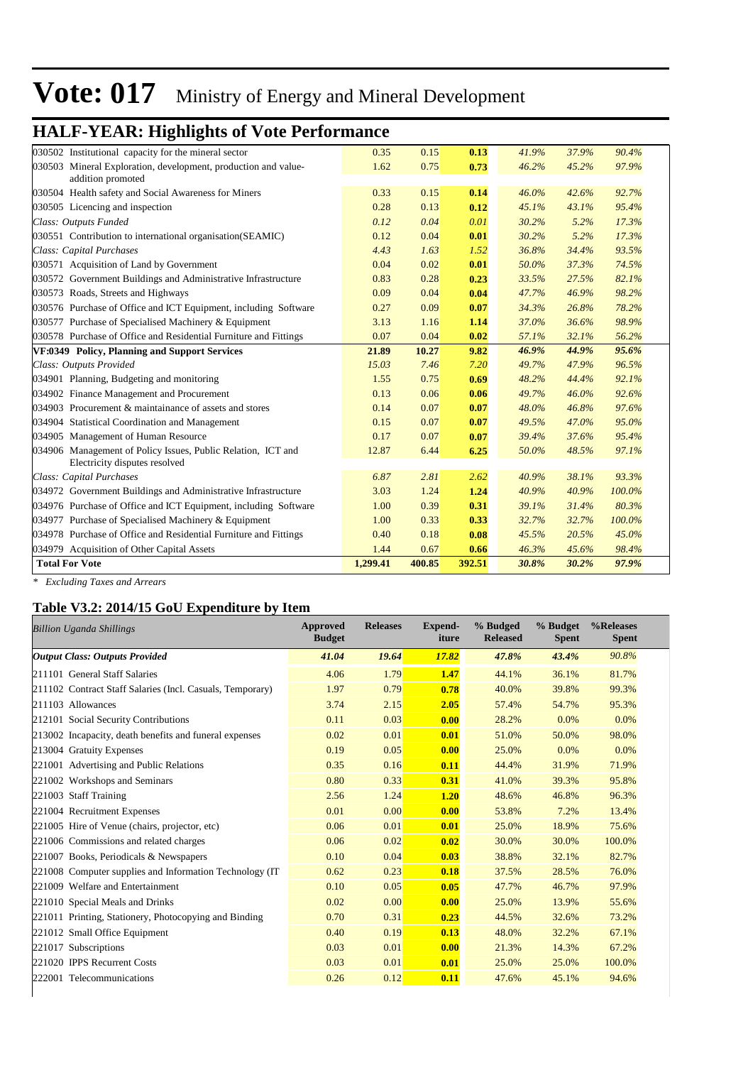# Vote: 017 Ministry of Energy and Mineral Development

## HALF-YEAR: Highlights of Vote Performance

| | | | | | | |
|---|---|---|---|---|---|---|
| 030502 Institutional capacity for the mineral sector | 0.35 | 0.15 | **0.13** | *41.9%* | *37.9%* | *90.4%* |
| 030503 Mineral Exploration, development, production and value-addition promoted | 1.62 | 0.75 | **0.73** | *46.2%* | *45.2%* | *97.9%* |
| 030504 Health safety and Social Awareness for Miners | 0.33 | 0.15 | **0.14** | *46.0%* | *42.6%* | *92.7%* |
| 030505 Licencing and inspection | 0.28 | 0.13 | **0.12** | *45.1%* | *43.1%* | *95.4%* |
| *Class: Outputs Funded* | *0.12* | *0.04* | *0.01* | *30.2%* | *5.2%* | *17.3%* |
| 030551 Contribution to international organisation(SEAMIC) | 0.12 | 0.04 | **0.01** | *30.2%* | *5.2%* | *17.3%* |
| *Class: Capital Purchases* | *4.43* | *1.63* | *1.52* | *36.8%* | *34.4%* | *93.5%* |
| 030571 Acquisition of Land by Government | 0.04 | 0.02 | **0.01** | *50.0%* | *37.3%* | *74.5%* |
| 030572 Government Buildings and Administrative Infrastructure | 0.83 | 0.28 | **0.23** | *33.5%* | *27.5%* | *82.1%* |
| 030573 Roads, Streets and Highways | 0.09 | 0.04 | **0.04** | *47.7%* | *46.9%* | *98.2%* |
| 030576 Purchase of Office and ICT Equipment, including Software | 0.27 | 0.09 | **0.07** | *34.3%* | *26.8%* | *78.2%* |
| 030577 Purchase of Specialised Machinery & Equipment | 3.13 | 1.16 | **1.14** | *37.0%* | *36.6%* | *98.9%* |
| 030578 Purchase of Office and Residential Furniture and Fittings | 0.07 | 0.04 | **0.02** | *57.1%* | *32.1%* | *56.2%* |
| **VF:0349 Policy, Planning and Support Services** | **21.89** | **10.27** | **9.82** | ***46.9%*** | ***44.9%*** | ***95.6%*** |
| *Class: Outputs Provided* | *15.03* | *7.46* | *7.20* | *49.7%* | *47.9%* | *96.5%* |
| 034901 Planning, Budgeting and monitoring | 1.55 | 0.75 | **0.69** | *48.2%* | *44.4%* | *92.1%* |
| 034902 Finance Management and Procurement | 0.13 | 0.06 | **0.06** | *49.7%* | *46.0%* | *92.6%* |
| 034903 Procurement & maintainance of assets and stores | 0.14 | 0.07 | **0.07** | *48.0%* | *46.8%* | *97.6%* |
| 034904 Statistical Coordination and Management | 0.15 | 0.07 | **0.07** | *49.5%* | *47.0%* | *95.0%* |
| 034905 Management of Human Resource | 0.17 | 0.07 | **0.07** | *39.4%* | *37.6%* | *95.4%* |
| 034906 Management of Policy Issues, Public Relation, ICT and Electricity disputes resolved | 12.87 | 6.44 | **6.25** | *50.0%* | *48.5%* | *97.1%* |
| *Class: Capital Purchases* | *6.87* | *2.81* | *2.62* | *40.9%* | *38.1%* | *93.3%* |
| 034972 Government Buildings and Administrative Infrastructure | 3.03 | 1.24 | **1.24** | *40.9%* | *40.9%* | *100.0%* |
| 034976 Purchase of Office and ICT Equipment, including Software | 1.00 | 0.39 | **0.31** | *39.1%* | *31.4%* | *80.3%* |
| 034977 Purchase of Specialised Machinery & Equipment | 1.00 | 0.33 | **0.33** | *32.7%* | *32.7%* | *100.0%* |
| 034978 Purchase of Office and Residential Furniture and Fittings | 0.40 | 0.18 | **0.08** | *45.5%* | *20.5%* | *45.0%* |
| 034979 Acquisition of Other Capital Assets | 1.44 | 0.67 | **0.66** | *46.3%* | *45.6%* | *98.4%* |
| **Total For Vote** | **1,299.41** | **400.85** | **392.51** | ***30.8%*** | ***30.2%*** | ***97.9%*** |

*\* Excluding Taxes and Arrears*

### Table V3.2: 2014/15 GoU Expenditure by Item

| *Billion Uganda Shillings* | Approved Budget | Releases | Expend-iture | % Budged Released | % Budget Spent | %Releases Spent |
|---|---|---|---|---|---|---|
| ***Output Class: Outputs Provided*** | ***41.04*** | ***19.64*** | ***17.82*** | ***47.8%*** | ***43.4%*** | *90.8%* |
| 211101 General Staff Salaries | 4.06 | 1.79 | **1.47** | 44.1% | 36.1% | 81.7% |
| 211102 Contract Staff Salaries (Incl. Casuals, Temporary) | 1.97 | 0.79 | **0.78** | 40.0% | 39.8% | 99.3% |
| 211103 Allowances | 3.74 | 2.15 | **2.05** | 57.4% | 54.7% | 95.3% |
| 212101 Social Security Contributions | 0.11 | 0.03 | **0.00** | 28.2% | 0.0% | 0.0% |
| 213002 Incapacity, death benefits and funeral expenses | 0.02 | 0.01 | **0.01** | 51.0% | 50.0% | 98.0% |
| 213004 Gratuity Expenses | 0.19 | 0.05 | **0.00** | 25.0% | 0.0% | 0.0% |
| 221001 Advertising and Public Relations | 0.35 | 0.16 | **0.11** | 44.4% | 31.9% | 71.9% |
| 221002 Workshops and Seminars | 0.80 | 0.33 | **0.31** | 41.0% | 39.3% | 95.8% |
| 221003 Staff Training | 2.56 | 1.24 | **1.20** | 48.6% | 46.8% | 96.3% |
| 221004 Recruitment Expenses | 0.01 | 0.00 | **0.00** | 53.8% | 7.2% | 13.4% |
| 221005 Hire of Venue (chairs, projector, etc) | 0.06 | 0.01 | **0.01** | 25.0% | 18.9% | 75.6% |
| 221006 Commissions and related charges | 0.06 | 0.02 | **0.02** | 30.0% | 30.0% | 100.0% |
| 221007 Books, Periodicals & Newspapers | 0.10 | 0.04 | **0.03** | 38.8% | 32.1% | 82.7% |
| 221008 Computer supplies and Information Technology (IT | 0.62 | 0.23 | **0.18** | 37.5% | 28.5% | 76.0% |
| 221009 Welfare and Entertainment | 0.10 | 0.05 | **0.05** | 47.7% | 46.7% | 97.9% |
| 221010 Special Meals and Drinks | 0.02 | 0.00 | **0.00** | 25.0% | 13.9% | 55.6% |
| 221011 Printing, Stationery, Photocopying and Binding | 0.70 | 0.31 | **0.23** | 44.5% | 32.6% | 73.2% |
| 221012 Small Office Equipment | 0.40 | 0.19 | **0.13** | 48.0% | 32.2% | 67.1% |
| 221017 Subscriptions | 0.03 | 0.01 | **0.00** | 21.3% | 14.3% | 67.2% |
| 221020 IPPS Recurrent Costs | 0.03 | 0.01 | **0.01** | 25.0% | 25.0% | 100.0% |
| 222001 Telecommunications | 0.26 | 0.12 | **0.11** | 47.6% | 45.1% | 94.6% |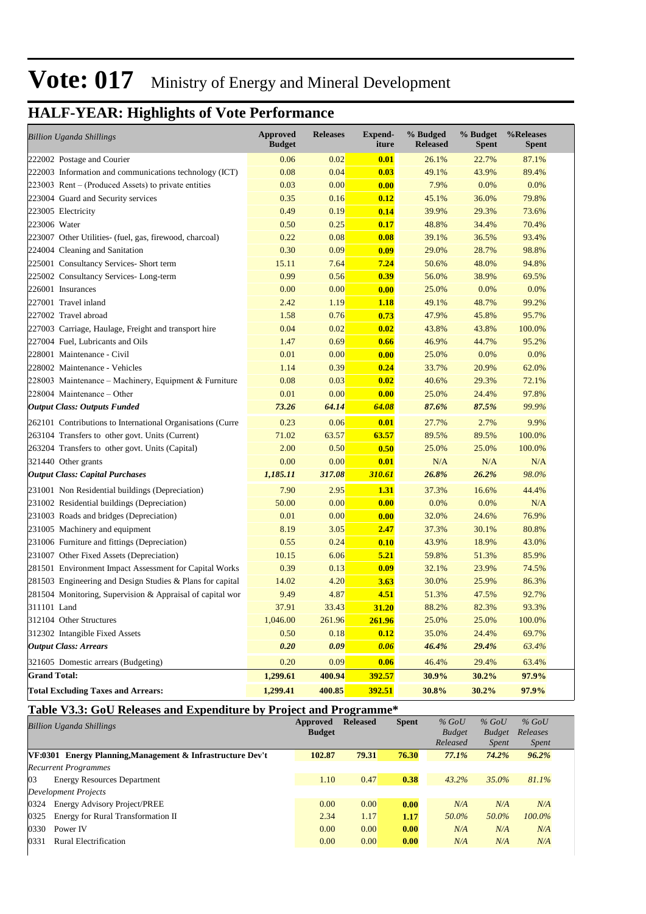# Vote: 017 Ministry of Energy and Mineral Development

## HALF-YEAR: Highlights of Vote Performance

| *Billion Uganda Shillings* | Approved Budget | Releases | Expend-iture | % Budged Released | % Budget Spent | %Releases Spent |
|---|---|---|---|---|---|---|
| 222002 Postage and Courier | 0.06 | 0.02 | **0.01** | 26.1% | 22.7% | 87.1% |
| 222003 Information and communications technology (ICT) | 0.08 | 0.04 | **0.03** | 49.1% | 43.9% | 89.4% |
| 223003 Rent – (Produced Assets) to private entities | 0.03 | 0.00 | **0.00** | 7.9% | 0.0% | 0.0% |
| 223004 Guard and Security services | 0.35 | 0.16 | **0.12** | 45.1% | 36.0% | 79.8% |
| 223005 Electricity | 0.49 | 0.19 | **0.14** | 39.9% | 29.3% | 73.6% |
| 223006 Water | 0.50 | 0.25 | **0.17** | 48.8% | 34.4% | 70.4% |
| 223007 Other Utilities- (fuel, gas, firewood, charcoal) | 0.22 | 0.08 | **0.08** | 39.1% | 36.5% | 93.4% |
| 224004 Cleaning and Sanitation | 0.30 | 0.09 | **0.09** | 29.0% | 28.7% | 98.8% |
| 225001 Consultancy Services- Short term | 15.11 | 7.64 | **7.24** | 50.6% | 48.0% | 94.8% |
| 225002 Consultancy Services- Long-term | 0.99 | 0.56 | **0.39** | 56.0% | 38.9% | 69.5% |
| 226001 Insurances | 0.00 | 0.00 | **0.00** | 25.0% | 0.0% | 0.0% |
| 227001 Travel inland | 2.42 | 1.19 | **1.18** | 49.1% | 48.7% | 99.2% |
| 227002 Travel abroad | 1.58 | 0.76 | **0.73** | 47.9% | 45.8% | 95.7% |
| 227003 Carriage, Haulage, Freight and transport hire | 0.04 | 0.02 | **0.02** | 43.8% | 43.8% | 100.0% |
| 227004 Fuel, Lubricants and Oils | 1.47 | 0.69 | **0.66** | 46.9% | 44.7% | 95.2% |
| 228001 Maintenance - Civil | 0.01 | 0.00 | **0.00** | 25.0% | 0.0% | 0.0% |
| 228002 Maintenance - Vehicles | 1.14 | 0.39 | **0.24** | 33.7% | 20.9% | 62.0% |
| 228003 Maintenance – Machinery, Equipment & Furniture | 0.08 | 0.03 | **0.02** | 40.6% | 29.3% | 72.1% |
| 228004 Maintenance – Other | 0.01 | 0.00 | **0.00** | 25.0% | 24.4% | 97.8% |
| ***Output Class: Outputs Funded*** | ***73.26*** | ***64.14*** | ***64.08*** | ***87.6%*** | ***87.5%*** | *99.9%* |
| 262101 Contributions to International Organisations (Curre | 0.23 | 0.06 | **0.01** | 27.7% | 2.7% | 9.9% |
| 263104 Transfers to other govt. Units (Current) | 71.02 | 63.57 | **63.57** | 89.5% | 89.5% | 100.0% |
| 263204 Transfers to other govt. Units (Capital) | 2.00 | 0.50 | **0.50** | 25.0% | 25.0% | 100.0% |
| 321440 Other grants | 0.00 | 0.00 | **0.01** | N/A | N/A | N/A |
| ***Output Class: Capital Purchases*** | ***1,185.11*** | ***317.08*** | ***310.61*** | ***26.8%*** | ***26.2%*** | *98.0%* |
| 231001 Non Residential buildings (Depreciation) | 7.90 | 2.95 | **1.31** | 37.3% | 16.6% | 44.4% |
| 231002 Residential buildings (Depreciation) | 50.00 | 0.00 | **0.00** | 0.0% | 0.0% | N/A |
| 231003 Roads and bridges (Depreciation) | 0.01 | 0.00 | **0.00** | 32.0% | 24.6% | 76.9% |
| 231005 Machinery and equipment | 8.19 | 3.05 | **2.47** | 37.3% | 30.1% | 80.8% |
| 231006 Furniture and fittings (Depreciation) | 0.55 | 0.24 | **0.10** | 43.9% | 18.9% | 43.0% |
| 231007 Other Fixed Assets (Depreciation) | 10.15 | 6.06 | **5.21** | 59.8% | 51.3% | 85.9% |
| 281501 Environment Impact Assessment for Capital Works | 0.39 | 0.13 | **0.09** | 32.1% | 23.9% | 74.5% |
| 281503 Engineering and Design Studies & Plans for capital | 14.02 | 4.20 | **3.63** | 30.0% | 25.9% | 86.3% |
| 281504 Monitoring, Supervision & Appraisal of capital wor | 9.49 | 4.87 | **4.51** | 51.3% | 47.5% | 92.7% |
| 311101 Land | 37.91 | 33.43 | **31.20** | 88.2% | 82.3% | 93.3% |
| 312104 Other Structures | 1,046.00 | 261.96 | **261.96** | 25.0% | 25.0% | 100.0% |
| 312302 Intangible Fixed Assets | 0.50 | 0.18 | **0.12** | 35.0% | 24.4% | 69.7% |
| ***Output Class: Arrears*** | ***0.20*** | ***0.09*** | ***0.06*** | ***46.4%*** | ***29.4%*** | *63.4%* |
| 321605 Domestic arrears (Budgeting) | 0.20 | 0.09 | **0.06** | 46.4% | 29.4% | 63.4% |
| **Grand Total:** | **1,299.61** | **400.94** | **392.57** | **30.9%** | **30.2%** | **97.9%** |
| **Total Excluding Taxes and Arrears:** | **1,299.41** | **400.85** | **392.51** | **30.8%** | **30.2%** | **97.9%** |

### Table V3.3: GoU Releases and Expenditure by Project and Programme*

| *Billion Uganda Shillings* | Approved Budget | Released | Spent | *% GoU Budget Released* | *% GoU Budget Spent* | *% GoU Releases Spent* |
|---|---|---|---|---|---|---|
| **VF:0301 Energy Planning,Management & Infrastructure Dev't** | **102.87** | **79.31** | **76.30** | ***77.1%*** | ***74.2%*** | ***96.2%*** |
| *Recurrent Programmes* | | | | | | |
| 03 Energy Resources Department | 1.10 | 0.47 | **0.38** | *43.2%* | *35.0%* | *81.1%* |
| *Development Projects* | | | | | | |
| 0324 Energy Advisory Project/PREE | 0.00 | 0.00 | **0.00** | *N/A* | *N/A* | *N/A* |
| 0325 Energy for Rural Transformation II | 2.34 | 1.17 | **1.17** | *50.0%* | *50.0%* | *100.0%* |
| 0330 Power IV | 0.00 | 0.00 | **0.00** | *N/A* | *N/A* | *N/A* |
| 0331 Rural Electrification | 0.00 | 0.00 | **0.00** | *N/A* | *N/A* | *N/A* |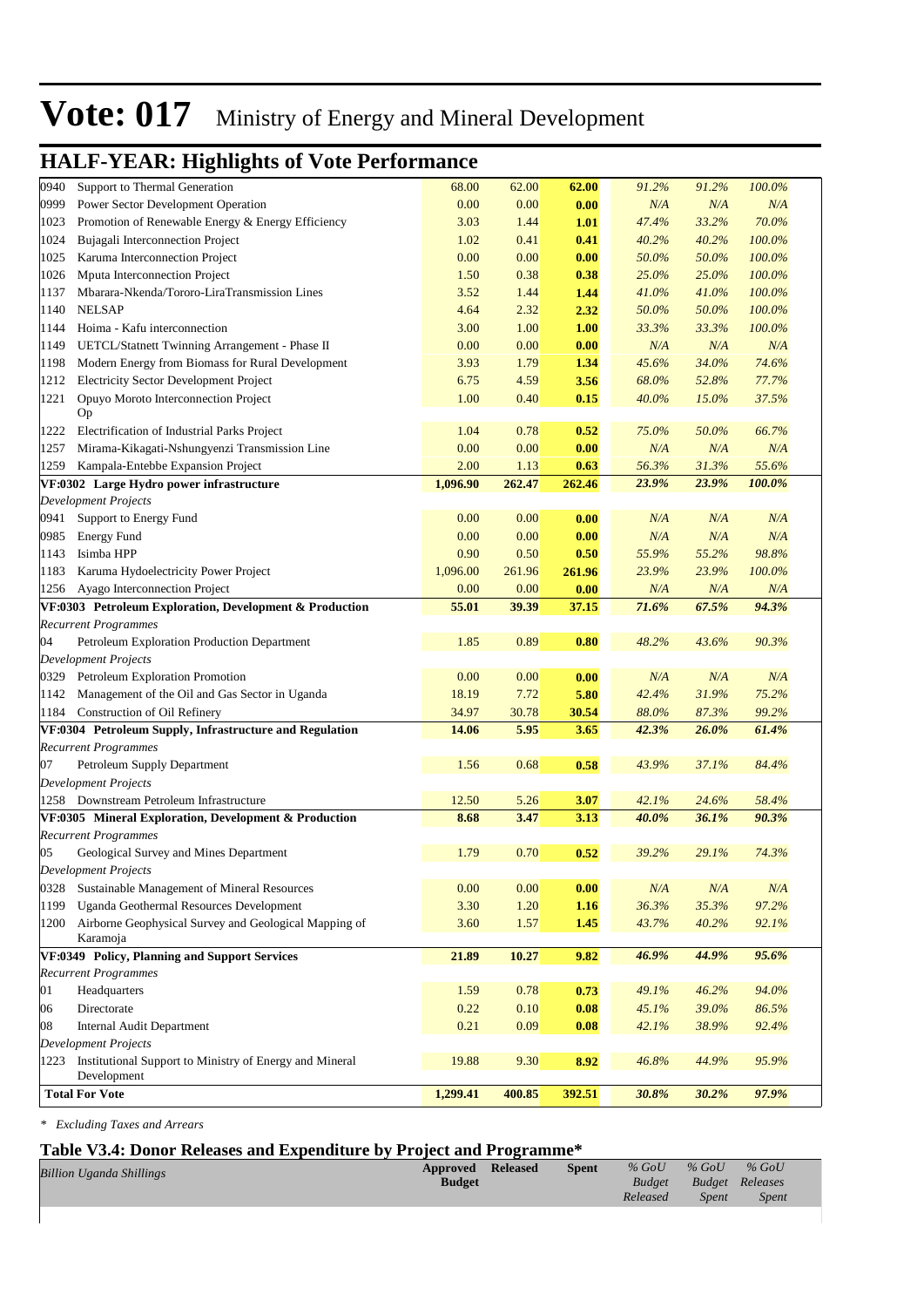# Vote: 017 Ministry of Energy and Mineral Development

## HALF-YEAR: Highlights of Vote Performance

| | | | | | | |
|---|---|---|---|---|---|---|
| 0940 Support to Thermal Generation | 68.00 | 62.00 | **62.00** | *91.2%* | *91.2%* | *100.0%* |
| 0999 Power Sector Development Operation | 0.00 | 0.00 | **0.00** | *N/A* | *N/A* | *N/A* |
| 1023 Promotion of Renewable Energy & Energy Efficiency | 3.03 | 1.44 | **1.01** | *47.4%* | *33.2%* | *70.0%* |
| 1024 Bujagali Interconnection Project | 1.02 | 0.41 | **0.41** | *40.2%* | *40.2%* | *100.0%* |
| 1025 Karuma Interconnection Project | 0.00 | 0.00 | **0.00** | *50.0%* | *50.0%* | *100.0%* |
| 1026 Mputa Interconnection Project | 1.50 | 0.38 | **0.38** | *25.0%* | *25.0%* | *100.0%* |
| 1137 Mbarara-Nkenda/Tororo-LiraTransmission Lines | 3.52 | 1.44 | **1.44** | *41.0%* | *41.0%* | *100.0%* |
| 1140 NELSAP | 4.64 | 2.32 | **2.32** | *50.0%* | *50.0%* | *100.0%* |
| 1144 Hoima - Kafu interconnection | 3.00 | 1.00 | **1.00** | *33.3%* | *33.3%* | *100.0%* |
| 1149 UETCL/Statnett Twinning Arrangement - Phase II | 0.00 | 0.00 | **0.00** | *N/A* | *N/A* | *N/A* |
| 1198 Modern Energy from Biomass for Rural Development | 3.93 | 1.79 | **1.34** | *45.6%* | *34.0%* | *74.6%* |
| 1212 Electricity Sector Development Project | 6.75 | 4.59 | **3.56** | *68.0%* | *52.8%* | *77.7%* |
| 1221 Opuyo Moroto Interconnection Project Op | 1.00 | 0.40 | **0.15** | *40.0%* | *15.0%* | *37.5%* |
| 1222 Electrification of Industrial Parks Project | 1.04 | 0.78 | **0.52** | *75.0%* | *50.0%* | *66.7%* |
| 1257 Mirama-Kikagati-Nshungyenzi Transmission Line | 0.00 | 0.00 | **0.00** | *N/A* | *N/A* | *N/A* |
| 1259 Kampala-Entebbe Expansion Project | 2.00 | 1.13 | **0.63** | *56.3%* | *31.3%* | *55.6%* |
| **VF:0302 Large Hydro power infrastructure** | **1,096.90** | **262.47** | **262.46** | ***23.9%*** | ***23.9%*** | ***100.0%*** |
| *Development Projects* | | | | | | |
| 0941 Support to Energy Fund | 0.00 | 0.00 | **0.00** | *N/A* | *N/A* | *N/A* |
| 0985 Energy Fund | 0.00 | 0.00 | **0.00** | *N/A* | *N/A* | *N/A* |
| 1143 Isimba HPP | 0.90 | 0.50 | **0.50** | *55.9%* | *55.2%* | *98.8%* |
| 1183 Karuma Hydoelectricity Power Project | 1,096.00 | 261.96 | **261.96** | *23.9%* | *23.9%* | *100.0%* |
| 1256 Ayago Interconnection Project | 0.00 | 0.00 | **0.00** | *N/A* | *N/A* | *N/A* |
| **VF:0303 Petroleum Exploration, Development & Production** | **55.01** | **39.39** | **37.15** | ***71.6%*** | ***67.5%*** | ***94.3%*** |
| *Recurrent Programmes* | | | | | | |
| 04 Petroleum Exploration Production Department | 1.85 | 0.89 | **0.80** | *48.2%* | *43.6%* | *90.3%* |
| *Development Projects* | | | | | | |
| 0329 Petroleum Exploration Promotion | 0.00 | 0.00 | **0.00** | *N/A* | *N/A* | *N/A* |
| 1142 Management of the Oil and Gas Sector in Uganda | 18.19 | 7.72 | **5.80** | *42.4%* | *31.9%* | *75.2%* |
| 1184 Construction of Oil Refinery | 34.97 | 30.78 | **30.54** | *88.0%* | *87.3%* | *99.2%* |
| **VF:0304 Petroleum Supply, Infrastructure and Regulation** | **14.06** | **5.95** | **3.65** | ***42.3%*** | ***26.0%*** | ***61.4%*** |
| *Recurrent Programmes* | | | | | | |
| 07 Petroleum Supply Department | 1.56 | 0.68 | **0.58** | *43.9%* | *37.1%* | *84.4%* |
| *Development Projects* | | | | | | |
| 1258 Downstream Petroleum Infrastructure | 12.50 | 5.26 | **3.07** | *42.1%* | *24.6%* | *58.4%* |
| **VF:0305 Mineral Exploration, Development & Production** | **8.68** | **3.47** | **3.13** | ***40.0%*** | ***36.1%*** | ***90.3%*** |
| *Recurrent Programmes* | | | | | | |
| 05 Geological Survey and Mines Department | 1.79 | 0.70 | **0.52** | *39.2%* | *29.1%* | *74.3%* |
| *Development Projects* | | | | | | |
| 0328 Sustainable Management of Mineral Resources | 0.00 | 0.00 | **0.00** | *N/A* | *N/A* | *N/A* |
| 1199 Uganda Geothermal Resources Development | 3.30 | 1.20 | **1.16** | *36.3%* | *35.3%* | *97.2%* |
| 1200 Airborne Geophysical Survey and Geological Mapping of Karamoja | 3.60 | 1.57 | **1.45** | *43.7%* | *40.2%* | *92.1%* |
| **VF:0349 Policy, Planning and Support Services** | **21.89** | **10.27** | **9.82** | ***46.9%*** | ***44.9%*** | ***95.6%*** |
| *Recurrent Programmes* | | | | | | |
| 01 Headquarters | 1.59 | 0.78 | **0.73** | *49.1%* | *46.2%* | *94.0%* |
| 06 Directorate | 0.22 | 0.10 | **0.08** | *45.1%* | *39.0%* | *86.5%* |
| 08 Internal Audit Department | 0.21 | 0.09 | **0.08** | *42.1%* | *38.9%* | *92.4%* |
| *Development Projects* | | | | | | |
| 1223 Institutional Support to Ministry of Energy and Mineral Development | 19.88 | 9.30 | **8.92** | *46.8%* | *44.9%* | *95.9%* |
| **Total For Vote** | **1,299.41** | **400.85** | **392.51** | ***30.8%*** | ***30.2%*** | ***97.9%*** |

*\* Excluding Taxes and Arrears*

### Table V3.4: Donor Releases and Expenditure by Project and Programme*

| *Billion Uganda Shillings* | Approved Budget | Released | Spent | *% GoU Budget Released* | *% GoU Budget Spent* | *% GoU Releases Spent* |
|---|---|---|---|---|---|---|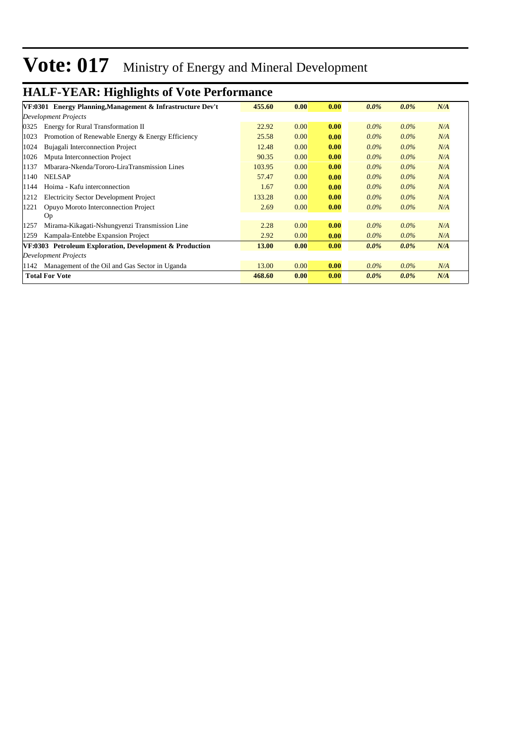# Vote: 017 Ministry of Energy and Mineral Development

## HALF-YEAR: Highlights of Vote Performance

| | | | | | | | |
|---|---|---|---|---|---|---|---|
| **VF:0301 Energy Planning,Management & Infrastructure Dev't** | | **455.60** | **0.00** | **0.00** | ***0.0%*** | ***0.0%*** | ***N/A*** |
| *Development Projects* | | | | | | | |
| 0325 | Energy for Rural Transformation II | 22.92 | 0.00 | **0.00** | *0.0%* | *0.0%* | *N/A* |
| 1023 | Promotion of Renewable Energy & Energy Efficiency | 25.58 | 0.00 | **0.00** | *0.0%* | *0.0%* | *N/A* |
| 1024 | Bujagali Interconnection Project | 12.48 | 0.00 | **0.00** | *0.0%* | *0.0%* | *N/A* |
| 1026 | Mputa Interconnection Project | 90.35 | 0.00 | **0.00** | *0.0%* | *0.0%* | *N/A* |
| 1137 | Mbarara-Nkenda/Tororo-LiraTransmission Lines | 103.95 | 0.00 | **0.00** | *0.0%* | *0.0%* | *N/A* |
| 1140 | NELSAP | 57.47 | 0.00 | **0.00** | *0.0%* | *0.0%* | *N/A* |
| 1144 | Hoima - Kafu interconnection | 1.67 | 0.00 | **0.00** | *0.0%* | *0.0%* | *N/A* |
| 1212 | Electricity Sector Development Project | 133.28 | 0.00 | **0.00** | *0.0%* | *0.0%* | *N/A* |
| 1221 | Opuyo Moroto Interconnection Project Op | 2.69 | 0.00 | **0.00** | *0.0%* | *0.0%* | *N/A* |
| 1257 | Mirama-Kikagati-Nshungyenzi Transmission Line | 2.28 | 0.00 | **0.00** | *0.0%* | *0.0%* | *N/A* |
| 1259 | Kampala-Entebbe Expansion Project | 2.92 | 0.00 | **0.00** | *0.0%* | *0.0%* | *N/A* |
| **VF:0303 Petroleum Exploration, Development & Production** | | **13.00** | **0.00** | **0.00** | ***0.0%*** | ***0.0%*** | ***N/A*** |
| *Development Projects* | | | | | | | |
| 1142 | Management of the Oil and Gas Sector in Uganda | 13.00 | 0.00 | **0.00** | *0.0%* | *0.0%* | *N/A* |
| **Total For Vote** | | **468.60** | **0.00** | **0.00** | ***0.0%*** | ***0.0%*** | ***N/A*** |